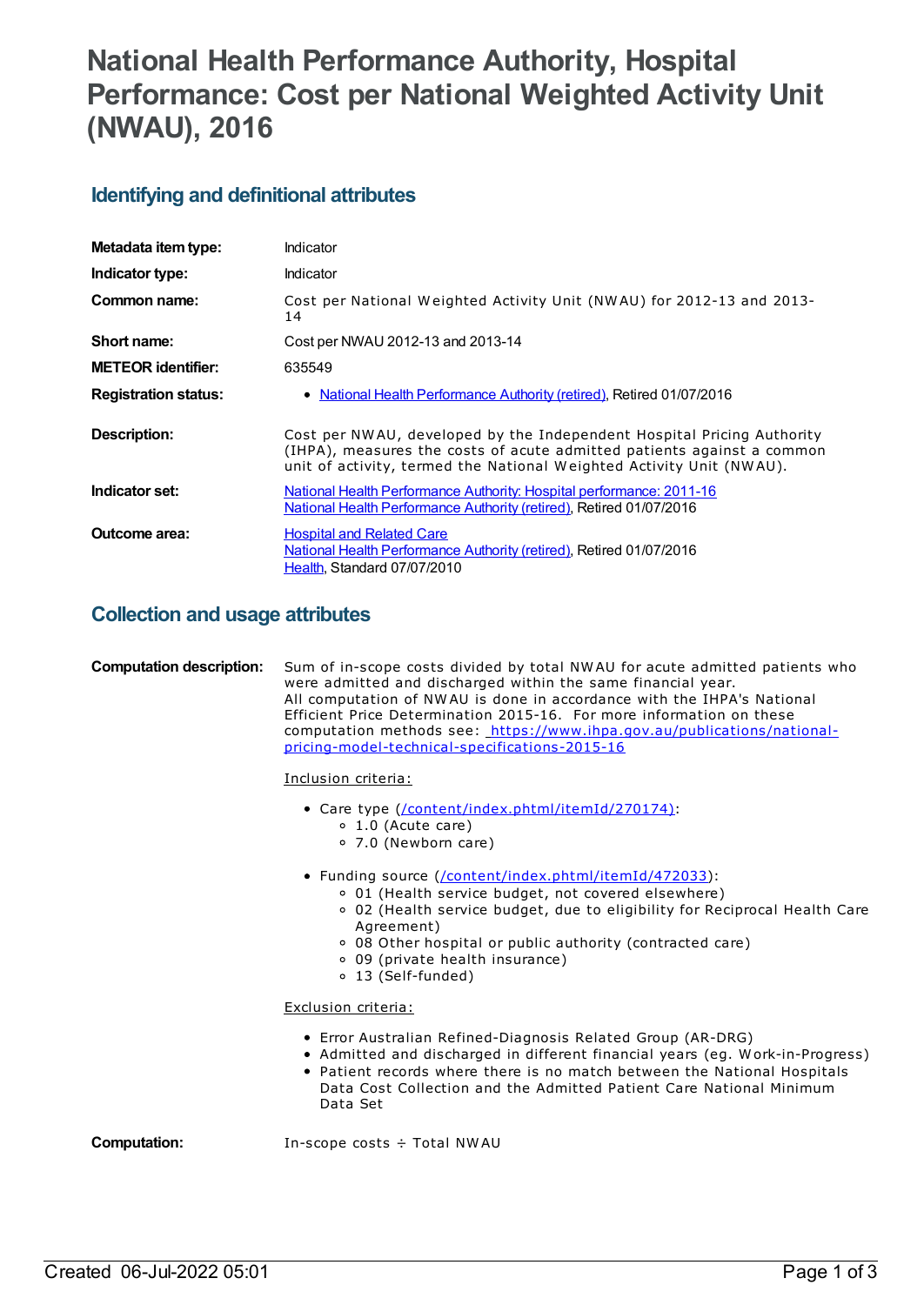# National Health Performance Authority, Hospital Performance: Cost per National Weighted Activity Unit (NWAU), 2016

## Identifying and definitional attributes

| | |
|---|---|
| **Metadata item type:** | Indicator |
| **Indicator type:** | Indicator |
| **Common name:** | Cost per National Weighted Activity Unit (NWAU) for 2012-13 and 2013-14 |
| **Short name:** | Cost per NWAU 2012-13 and 2013-14 |
| **METEOR identifier:** | 635549 |
| **Registration status:** | • National Health Performance Authority (retired), Retired 01/07/2016 |
| **Description:** | Cost per NWAU, developed by the Independent Hospital Pricing Authority (IHPA), measures the costs of acute admitted patients against a common unit of activity, termed the National Weighted Activity Unit (NWAU). |
| **Indicator set:** | National Health Performance Authority: Hospital performance: 2011-16<br>National Health Performance Authority (retired), Retired 01/07/2016 |
| **Outcome area:** | Hospital and Related Care<br>National Health Performance Authority (retired), Retired 01/07/2016<br>Health, Standard 07/07/2010 |

## Collection and usage attributes

**Computation description:**

Sum of in-scope costs divided by total NWAU for acute admitted patients who were admitted and discharged within the same financial year.

All computation of NWAU is done in accordance with the IHPA's National Efficient Price Determination 2015-16. For more information on these computation methods see: https://www.ihpa.gov.au/publications/national-pricing-model-technical-specifications-2015-16

Inclusion criteria:

- Care type (/content/index.phtml/itemId/270174):
  - 1.0 (Acute care)
  - 7.0 (Newborn care)
- Funding source (/content/index.phtml/itemId/472033):
  - 01 (Health service budget, not covered elsewhere)
  - 02 (Health service budget, due to eligibility for Reciprocal Health Care Agreement)
  - 08 Other hospital or public authority (contracted care)
  - 09 (private health insurance)
  - 13 (Self-funded)

Exclusion criteria:

- Error Australian Refined-Diagnosis Related Group (AR-DRG)
- Admitted and discharged in different financial years (eg. Work-in-Progress)
- Patient records where there is no match between the National Hospitals Data Cost Collection and the Admitted Patient Care National Minimum Data Set

**Computation:**

In-scope costs ÷ Total NWAU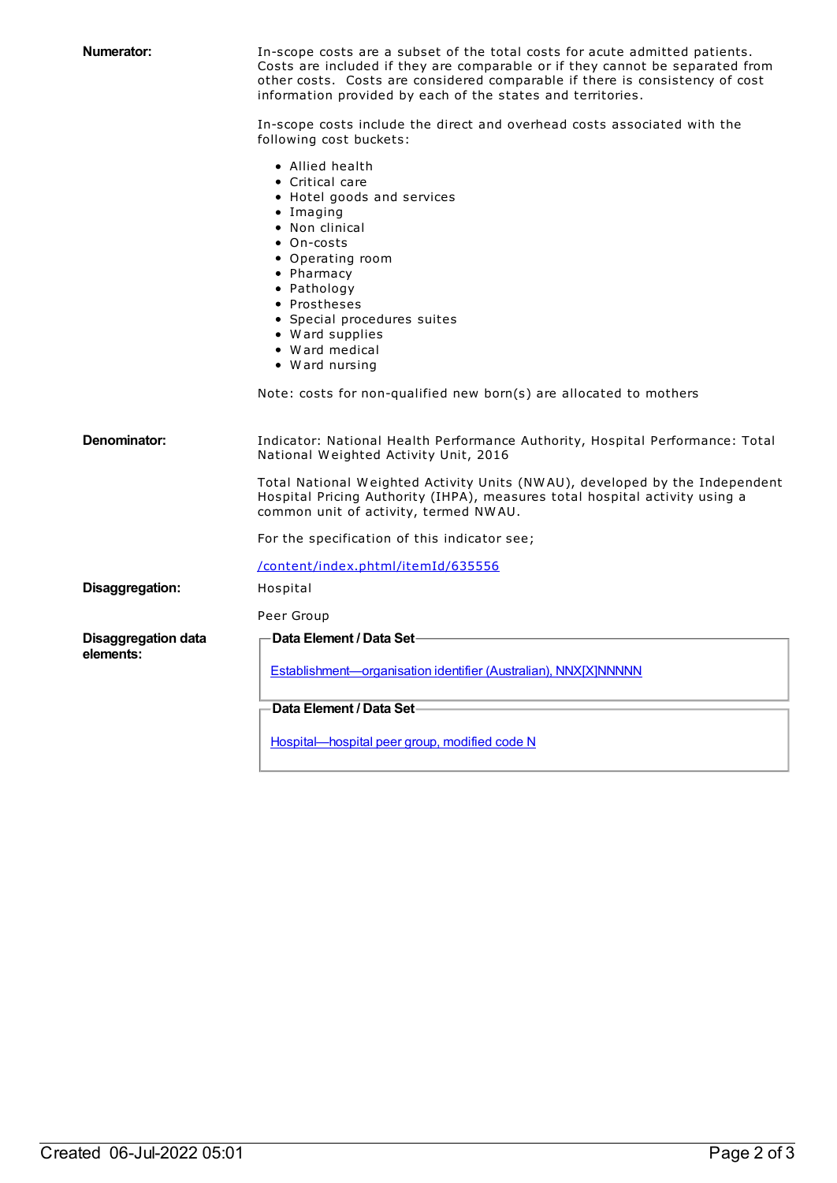**Numerator:**

In-scope costs are a subset of the total costs for acute admitted patients. Costs are included if they are comparable or if they cannot be separated from other costs. Costs are considered comparable if there is consistency of cost information provided by each of the states and territories.

In-scope costs include the direct and overhead costs associated with the following cost buckets:

- Allied health
- Critical care
- Hotel goods and services
- Imaging
- Non clinical
- On-costs
- Operating room
- Pharmacy
- Pathology
- Prostheses
- Special procedures suites
- Ward supplies
- Ward medical
- Ward nursing

Note: costs for non-qualified new born(s) are allocated to mothers

**Denominator:**

Indicator: National Health Performance Authority, Hospital Performance: Total National Weighted Activity Unit, 2016

Total National Weighted Activity Units (NWAU), developed by the Independent Hospital Pricing Authority (IHPA), measures total hospital activity using a common unit of activity, termed NWAU.

For the specification of this indicator see;

/content/index.phtml/itemId/635556

**Disaggregation:**

Hospital

Peer Group

**Disaggregation data elements:**

**Data Element / Data Set**

Establishment—organisation identifier (Australian), NNX[X]NNNNN

**Data Element / Data Set**

Hospital—hospital peer group, modified code N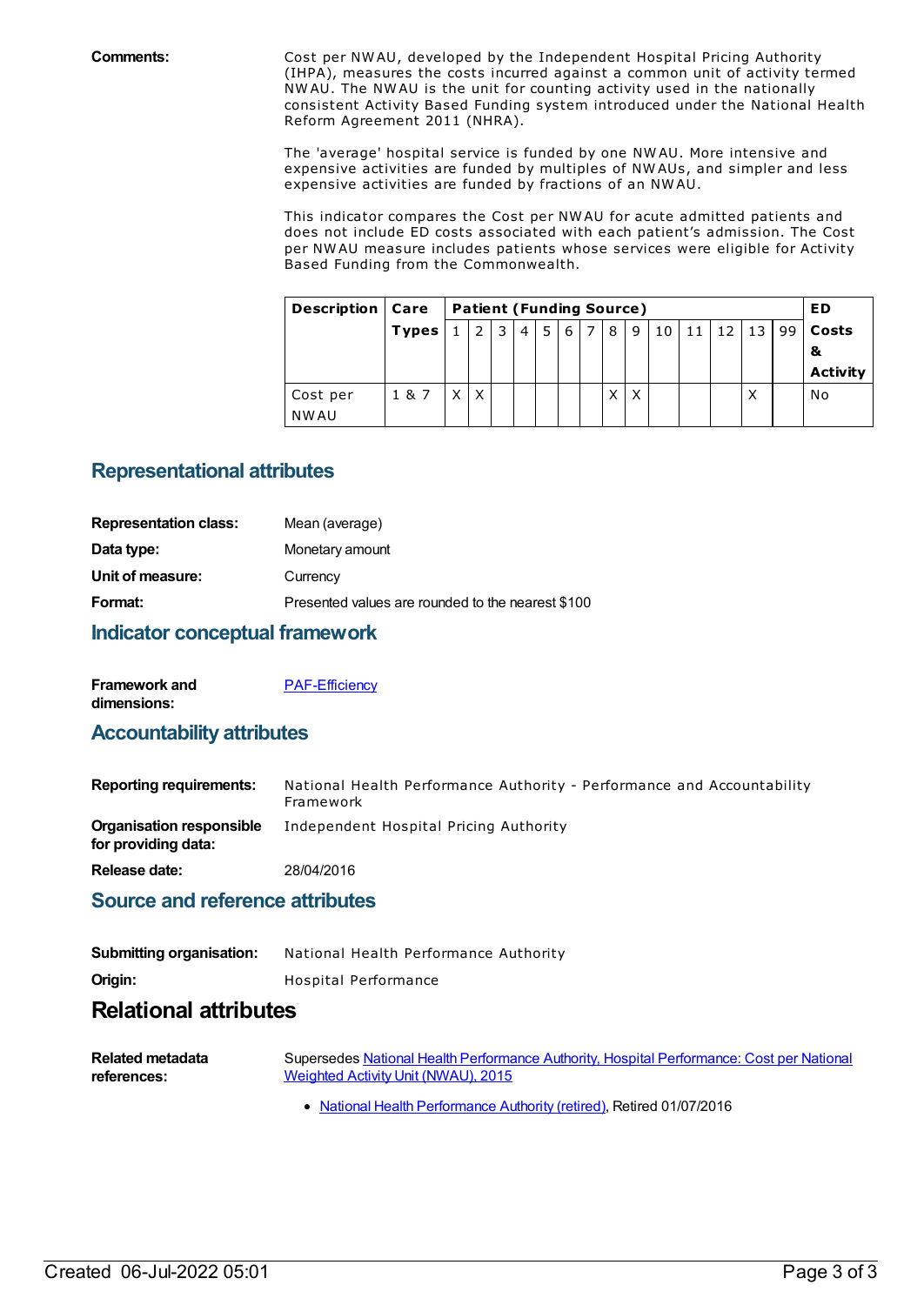**Comments:**

Cost per NWAU, developed by the Independent Hospital Pricing Authority (IHPA), measures the costs incurred against a common unit of activity termed NWAU. The NWAU is the unit for counting activity used in the nationally consistent Activity Based Funding system introduced under the National Health Reform Agreement 2011 (NHRA).

The 'average' hospital service is funded by one NWAU. More intensive and expensive activities are funded by multiples of NWAUs, and simpler and less expensive activities are funded by fractions of an NWAU.

This indicator compares the Cost per NWAU for acute admitted patients and does not include ED costs associated with each patient's admission. The Cost per NWAU measure includes patients whose services were eligible for Activity Based Funding from the Commonwealth.

| Description | Care Types | Patient (Funding Source) | | | | | | | | | | | | | | ED Costs & Activity |
|---|---|---|---|---|---|---|---|---|---|---|---|---|---|---|---|---|
| | | 1 | 2 | 3 | 4 | 5 | 6 | 7 | 8 | 9 | 10 | 11 | 12 | 13 | 99 | |
| Cost per NWAU | 1 & 7 | X | X | | | | | | X | X | | | | X | | No |

## Representational attributes

**Representation class:** Mean (average)

**Data type:** Monetary amount

**Unit of measure:** Currency

**Format:** Presented values are rounded to the nearest $100

## Indicator conceptual framework

**Framework and dimensions:** PAF-Efficiency

## Accountability attributes

**Reporting requirements:** National Health Performance Authority - Performance and Accountability Framework

**Organisation responsible for providing data:** Independent Hospital Pricing Authority

**Release date:** 28/04/2016

## Source and reference attributes

**Submitting organisation:** National Health Performance Authority

**Origin:** Hospital Performance

# Relational attributes

**Related metadata references:**

Supersedes National Health Performance Authority, Hospital Performance: Cost per National Weighted Activity Unit (NWAU), 2015

- National Health Performance Authority (retired), Retired 01/07/2016